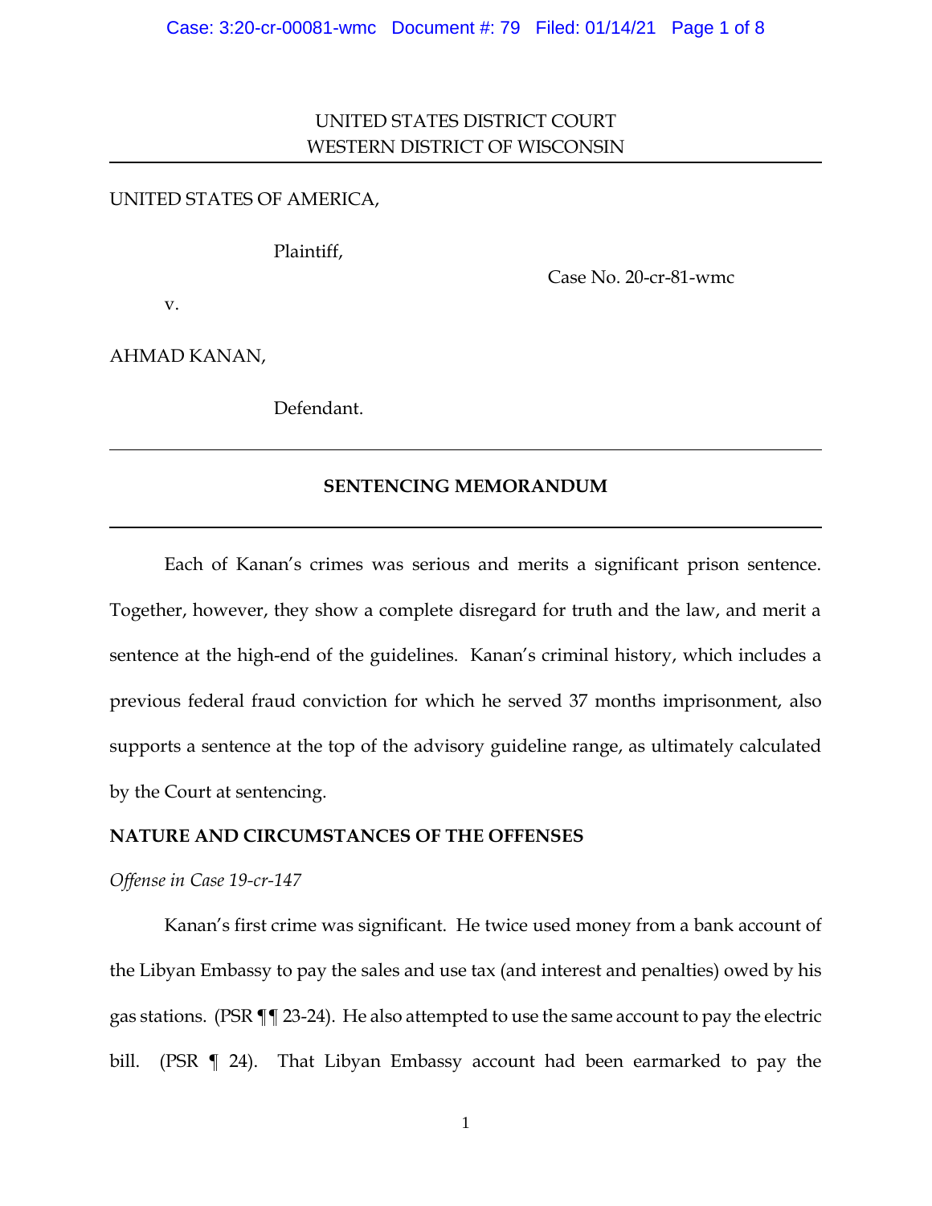UNITED STATES DISTRICT COURT
WESTERN DISTRICT OF WISCONSIN

UNITED STATES OF AMERICA,

Plaintiff,

Case No. 20-cr-81-wmc

v.

AHMAD KANAN,

Defendant.

---

## SENTENCING MEMORANDUM

---

Each of Kanan's crimes was serious and merits a significant prison sentence. Together, however, they show a complete disregard for truth and the law, and merit a sentence at the high-end of the guidelines. Kanan's criminal history, which includes a previous federal fraud conviction for which he served 37 months imprisonment, also supports a sentence at the top of the advisory guideline range, as ultimately calculated by the Court at sentencing.

**NATURE AND CIRCUMSTANCES OF THE OFFENSES**

*Offense in Case 19-cr-147*

Kanan's first crime was significant. He twice used money from a bank account of the Libyan Embassy to pay the sales and use tax (and interest and penalties) owed by his gas stations. (PSR ¶¶ 23-24). He also attempted to use the same account to pay the electric bill. (PSR ¶ 24). That Libyan Embassy account had been earmarked to pay the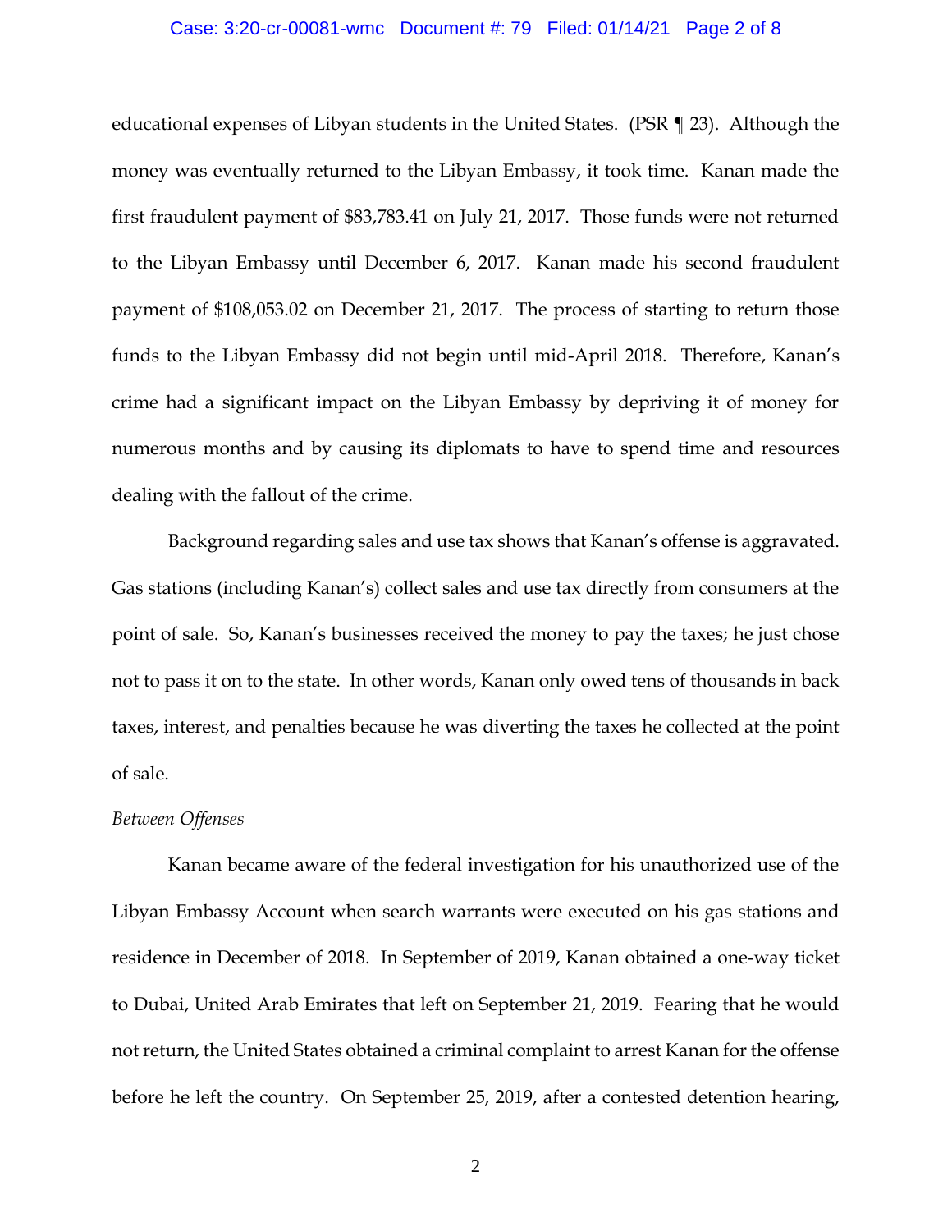educational expenses of Libyan students in the United States. (PSR ¶ 23). Although the money was eventually returned to the Libyan Embassy, it took time. Kanan made the first fraudulent payment of $83,783.41 on July 21, 2017. Those funds were not returned to the Libyan Embassy until December 6, 2017. Kanan made his second fraudulent payment of $108,053.02 on December 21, 2017. The process of starting to return those funds to the Libyan Embassy did not begin until mid-April 2018. Therefore, Kanan's crime had a significant impact on the Libyan Embassy by depriving it of money for numerous months and by causing its diplomats to have to spend time and resources dealing with the fallout of the crime.

Background regarding sales and use tax shows that Kanan's offense is aggravated. Gas stations (including Kanan's) collect sales and use tax directly from consumers at the point of sale. So, Kanan's businesses received the money to pay the taxes; he just chose not to pass it on to the state. In other words, Kanan only owed tens of thousands in back taxes, interest, and penalties because he was diverting the taxes he collected at the point of sale.

*Between Offenses*

Kanan became aware of the federal investigation for his unauthorized use of the Libyan Embassy Account when search warrants were executed on his gas stations and residence in December of 2018. In September of 2019, Kanan obtained a one-way ticket to Dubai, United Arab Emirates that left on September 21, 2019. Fearing that he would not return, the United States obtained a criminal complaint to arrest Kanan for the offense before he left the country. On September 25, 2019, after a contested detention hearing,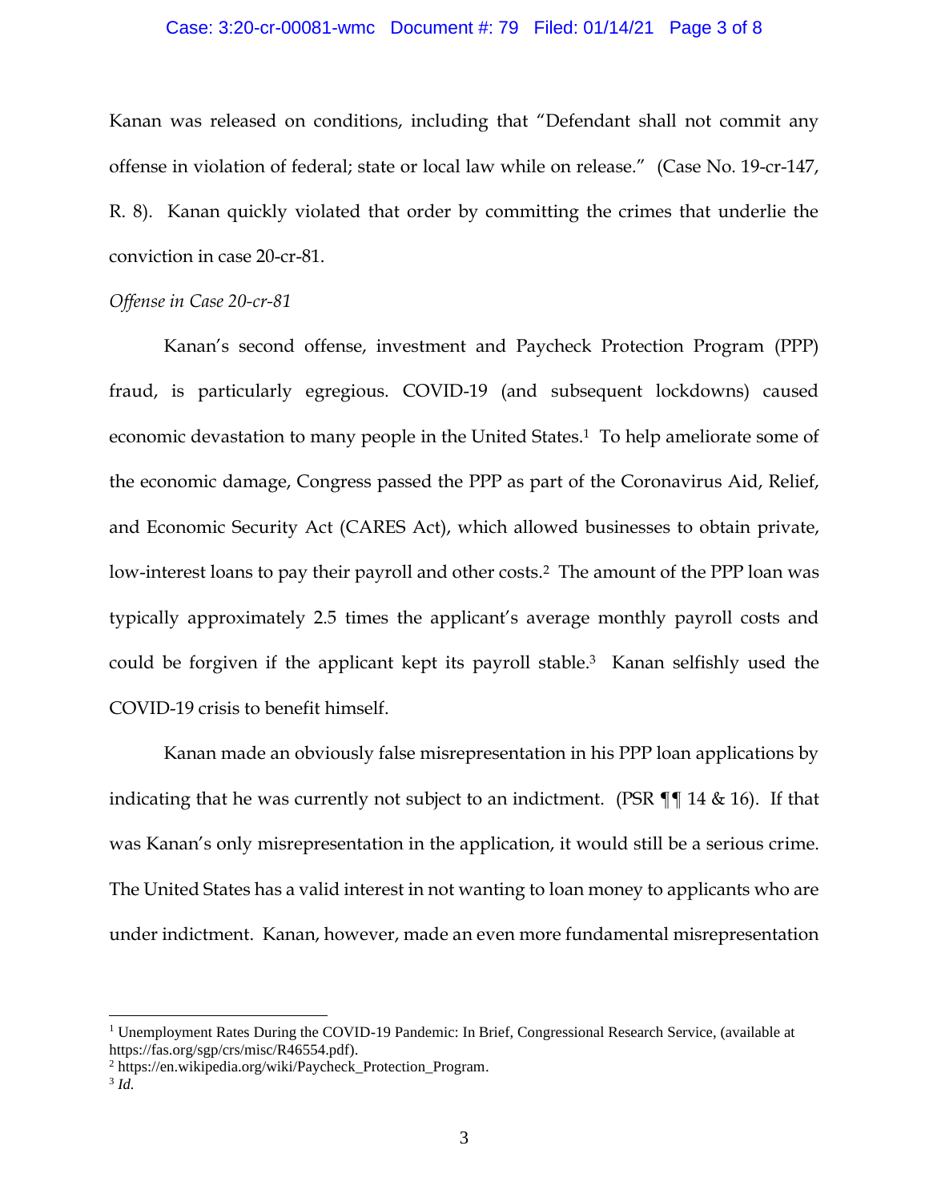Kanan was released on conditions, including that "Defendant shall not commit any offense in violation of federal; state or local law while on release." (Case No. 19-cr-147, R. 8). Kanan quickly violated that order by committing the crimes that underlie the conviction in case 20-cr-81.

*Offense in Case 20-cr-81*

Kanan's second offense, investment and Paycheck Protection Program (PPP) fraud, is particularly egregious. COVID-19 (and subsequent lockdowns) caused economic devastation to many people in the United States.[1] To help ameliorate some of the economic damage, Congress passed the PPP as part of the Coronavirus Aid, Relief, and Economic Security Act (CARES Act), which allowed businesses to obtain private, low-interest loans to pay their payroll and other costs.[2] The amount of the PPP loan was typically approximately 2.5 times the applicant's average monthly payroll costs and could be forgiven if the applicant kept its payroll stable.[3] Kanan selfishly used the COVID-19 crisis to benefit himself.

Kanan made an obviously false misrepresentation in his PPP loan applications by indicating that he was currently not subject to an indictment. (PSR ¶¶ 14 & 16). If that was Kanan's only misrepresentation in the application, it would still be a serious crime. The United States has a valid interest in not wanting to loan money to applicants who are under indictment. Kanan, however, made an even more fundamental misrepresentation

---

[1] Unemployment Rates During the COVID-19 Pandemic: In Brief, Congressional Research Service, (available at https://fas.org/sgp/crs/misc/R46554.pdf).

[2] https://en.wikipedia.org/wiki/Paycheck_Protection_Program.

[3] *Id.*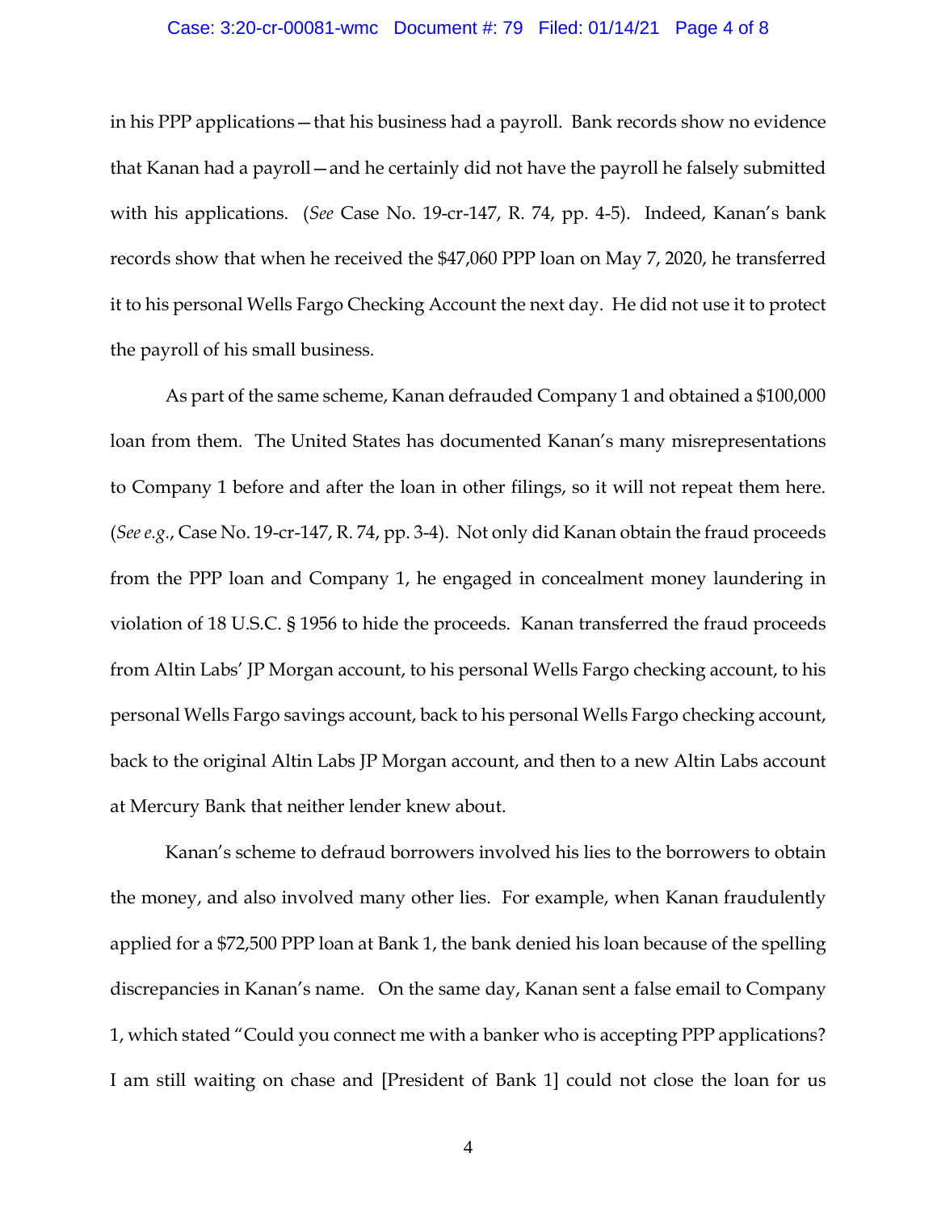in his PPP applications—that his business had a payroll. Bank records show no evidence that Kanan had a payroll—and he certainly did not have the payroll he falsely submitted with his applications. (*See* Case No. 19-cr-147, R. 74, pp. 4-5). Indeed, Kanan's bank records show that when he received the $47,060 PPP loan on May 7, 2020, he transferred it to his personal Wells Fargo Checking Account the next day. He did not use it to protect the payroll of his small business.

As part of the same scheme, Kanan defrauded Company 1 and obtained a $100,000 loan from them. The United States has documented Kanan's many misrepresentations to Company 1 before and after the loan in other filings, so it will not repeat them here. (*See e.g.*, Case No. 19-cr-147, R. 74, pp. 3-4). Not only did Kanan obtain the fraud proceeds from the PPP loan and Company 1, he engaged in concealment money laundering in violation of 18 U.S.C. § 1956 to hide the proceeds. Kanan transferred the fraud proceeds from Altin Labs' JP Morgan account, to his personal Wells Fargo checking account, to his personal Wells Fargo savings account, back to his personal Wells Fargo checking account, back to the original Altin Labs JP Morgan account, and then to a new Altin Labs account at Mercury Bank that neither lender knew about.

Kanan's scheme to defraud borrowers involved his lies to the borrowers to obtain the money, and also involved many other lies. For example, when Kanan fraudulently applied for a $72,500 PPP loan at Bank 1, the bank denied his loan because of the spelling discrepancies in Kanan's name. On the same day, Kanan sent a false email to Company 1, which stated "Could you connect me with a banker who is accepting PPP applications? I am still waiting on chase and [President of Bank 1] could not close the loan for us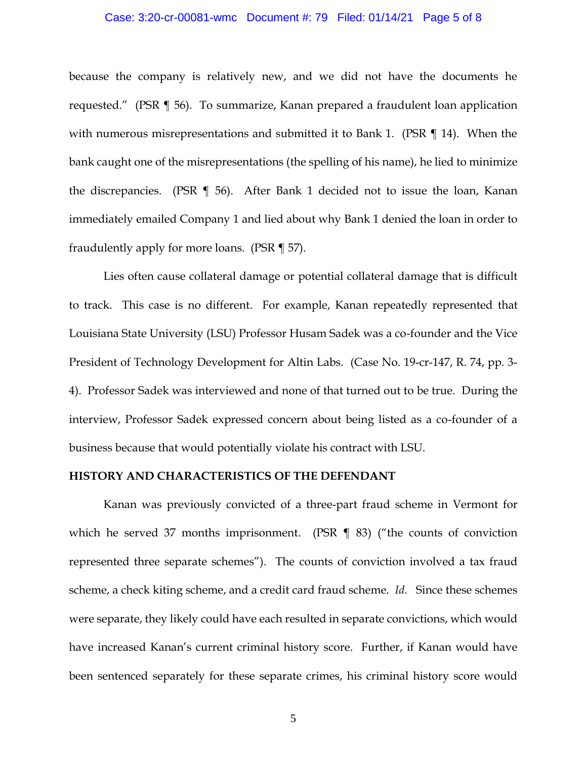because the company is relatively new, and we did not have the documents he requested." (PSR ¶ 56). To summarize, Kanan prepared a fraudulent loan application with numerous misrepresentations and submitted it to Bank 1. (PSR ¶ 14). When the bank caught one of the misrepresentations (the spelling of his name), he lied to minimize the discrepancies. (PSR ¶ 56). After Bank 1 decided not to issue the loan, Kanan immediately emailed Company 1 and lied about why Bank 1 denied the loan in order to fraudulently apply for more loans. (PSR ¶ 57).

Lies often cause collateral damage or potential collateral damage that is difficult to track. This case is no different. For example, Kanan repeatedly represented that Louisiana State University (LSU) Professor Husam Sadek was a co-founder and the Vice President of Technology Development for Altin Labs. (Case No. 19-cr-147, R. 74, pp. 3-4). Professor Sadek was interviewed and none of that turned out to be true. During the interview, Professor Sadek expressed concern about being listed as a co-founder of a business because that would potentially violate his contract with LSU.

**HISTORY AND CHARACTERISTICS OF THE DEFENDANT**

Kanan was previously convicted of a three-part fraud scheme in Vermont for which he served 37 months imprisonment. (PSR ¶ 83) ("the counts of conviction represented three separate schemes"). The counts of conviction involved a tax fraud scheme, a check kiting scheme, and a credit card fraud scheme. *Id.* Since these schemes were separate, they likely could have each resulted in separate convictions, which would have increased Kanan's current criminal history score. Further, if Kanan would have been sentenced separately for these separate crimes, his criminal history score would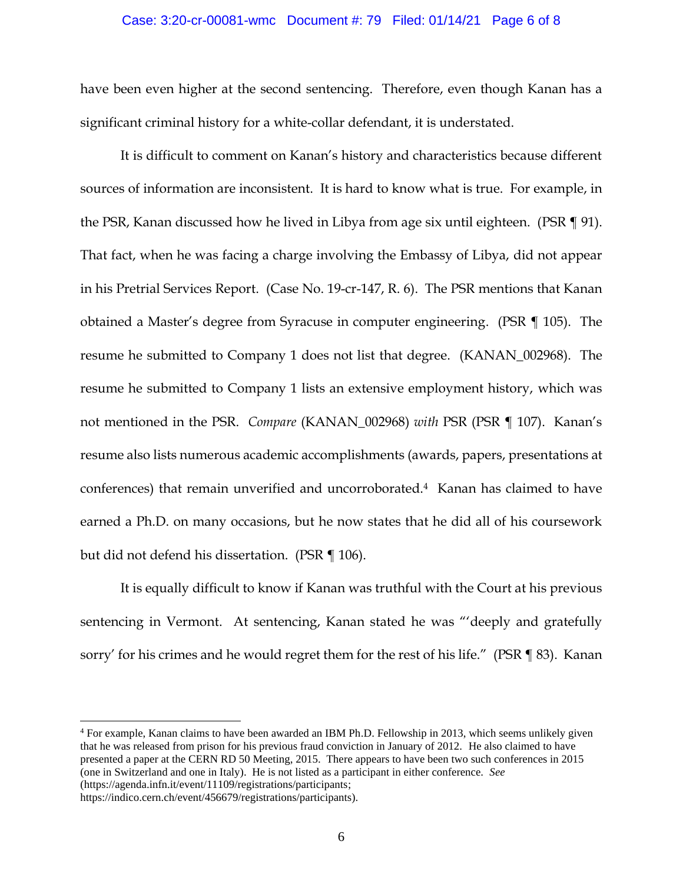have been even higher at the second sentencing. Therefore, even though Kanan has a significant criminal history for a white-collar defendant, it is understated.

It is difficult to comment on Kanan's history and characteristics because different sources of information are inconsistent. It is hard to know what is true. For example, in the PSR, Kanan discussed how he lived in Libya from age six until eighteen. (PSR ¶ 91). That fact, when he was facing a charge involving the Embassy of Libya, did not appear in his Pretrial Services Report. (Case No. 19-cr-147, R. 6). The PSR mentions that Kanan obtained a Master's degree from Syracuse in computer engineering. (PSR ¶ 105). The resume he submitted to Company 1 does not list that degree. (KANAN_002968). The resume he submitted to Company 1 lists an extensive employment history, which was not mentioned in the PSR. *Compare* (KANAN_002968) *with* PSR (PSR ¶ 107). Kanan's resume also lists numerous academic accomplishments (awards, papers, presentations at conferences) that remain unverified and uncorroborated.[4] Kanan has claimed to have earned a Ph.D. on many occasions, but he now states that he did all of his coursework but did not defend his dissertation. (PSR ¶ 106).

It is equally difficult to know if Kanan was truthful with the Court at his previous sentencing in Vermont. At sentencing, Kanan stated he was "'deeply and gratefully sorry' for his crimes and he would regret them for the rest of his life." (PSR ¶ 83). Kanan

---

[4] For example, Kanan claims to have been awarded an IBM Ph.D. Fellowship in 2013, which seems unlikely given that he was released from prison for his previous fraud conviction in January of 2012. He also claimed to have presented a paper at the CERN RD 50 Meeting, 2015. There appears to have been two such conferences in 2015 (one in Switzerland and one in Italy). He is not listed as a participant in either conference. *See* (https://agenda.infn.it/event/11109/registrations/participants; https://indico.cern.ch/event/456679/registrations/participants).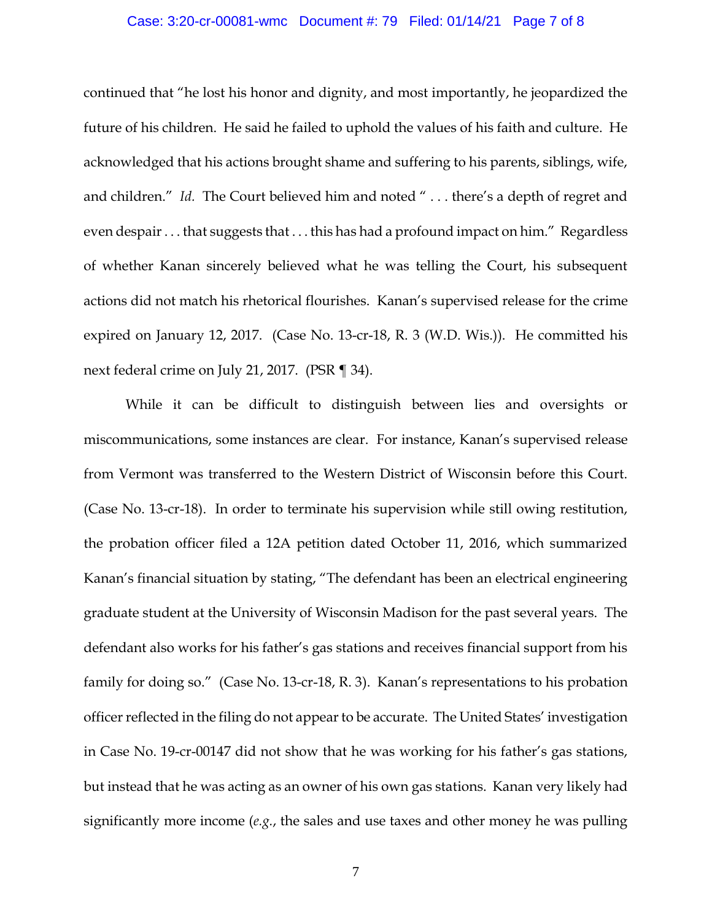continued that "he lost his honor and dignity, and most importantly, he jeopardized the future of his children. He said he failed to uphold the values of his faith and culture. He acknowledged that his actions brought shame and suffering to his parents, siblings, wife, and children." *Id.* The Court believed him and noted " . . . there's a depth of regret and even despair . . . that suggests that . . . this has had a profound impact on him." Regardless of whether Kanan sincerely believed what he was telling the Court, his subsequent actions did not match his rhetorical flourishes. Kanan's supervised release for the crime expired on January 12, 2017. (Case No. 13-cr-18, R. 3 (W.D. Wis.)). He committed his next federal crime on July 21, 2017. (PSR ¶ 34).

While it can be difficult to distinguish between lies and oversights or miscommunications, some instances are clear. For instance, Kanan's supervised release from Vermont was transferred to the Western District of Wisconsin before this Court. (Case No. 13-cr-18). In order to terminate his supervision while still owing restitution, the probation officer filed a 12A petition dated October 11, 2016, which summarized Kanan's financial situation by stating, "The defendant has been an electrical engineering graduate student at the University of Wisconsin Madison for the past several years. The defendant also works for his father's gas stations and receives financial support from his family for doing so." (Case No. 13-cr-18, R. 3). Kanan's representations to his probation officer reflected in the filing do not appear to be accurate. The United States' investigation in Case No. 19-cr-00147 did not show that he was working for his father's gas stations, but instead that he was acting as an owner of his own gas stations. Kanan very likely had significantly more income (*e.g.*, the sales and use taxes and other money he was pulling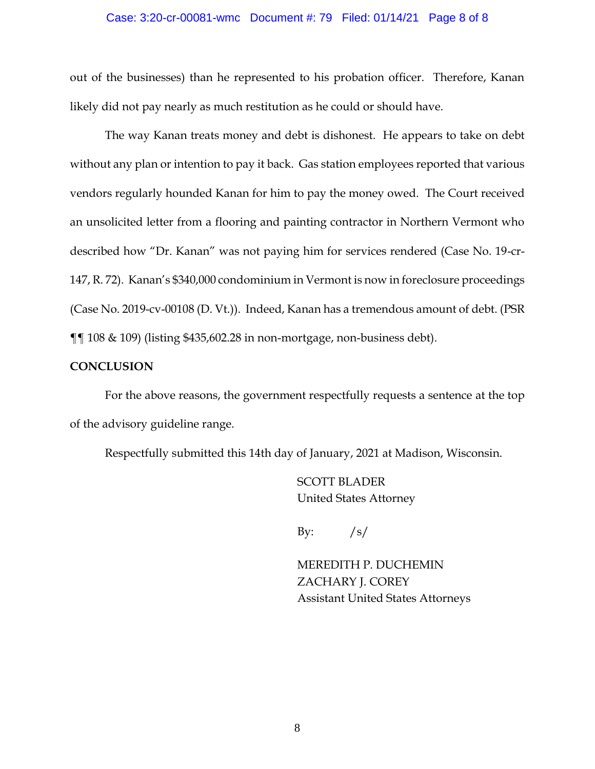out of the businesses) than he represented to his probation officer. Therefore, Kanan likely did not pay nearly as much restitution as he could or should have.

The way Kanan treats money and debt is dishonest. He appears to take on debt without any plan or intention to pay it back. Gas station employees reported that various vendors regularly hounded Kanan for him to pay the money owed. The Court received an unsolicited letter from a flooring and painting contractor in Northern Vermont who described how "Dr. Kanan" was not paying him for services rendered (Case No. 19-cr-147, R. 72). Kanan's $340,000 condominium in Vermont is now in foreclosure proceedings (Case No. 2019-cv-00108 (D. Vt.)). Indeed, Kanan has a tremendous amount of debt. (PSR ¶¶ 108 & 109) (listing $435,602.28 in non-mortgage, non-business debt).

**CONCLUSION**

For the above reasons, the government respectfully requests a sentence at the top of the advisory guideline range.

Respectfully submitted this 14th day of January, 2021 at Madison, Wisconsin.

SCOTT BLADER
United States Attorney

By: /s/

MEREDITH P. DUCHEMIN
ZACHARY J. COREY
Assistant United States Attorneys